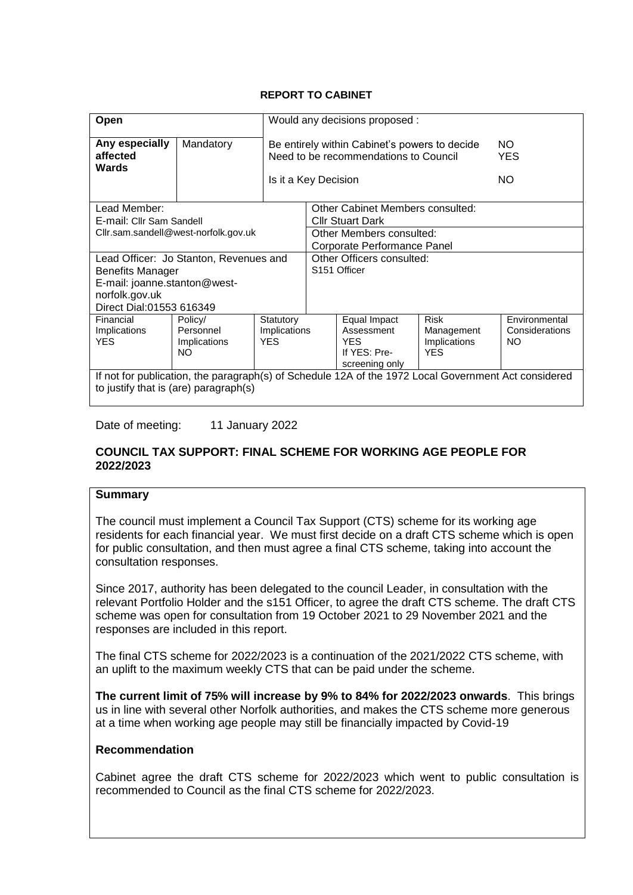**REPORT TO CABINET**

| Open | | Would any decisions proposed : | | | | |
|---|---|---|---|---|---|---|
| **Any especially affected Wards** | Mandatory | Be entirely within Cabinet's powers to decide NO<br>Need to be recommendations to Council YES<br><br>Is it a Key Decision NO | | | | |
| Lead Member:<br>E-mail: Cllr Sam Sandell<br>Cllr.sam.sandell@west-norfolk.gov.uk | | | Other Cabinet Members consulted:<br>Cllr Stuart Dark<br>Other Members consulted:<br>Corporate Performance Panel | | | |
| Lead Officer: Jo Stanton, Revenues and Benefits Manager<br>E-mail: joanne.stanton@west-norfolk.gov.uk<br>Direct Dial:01553 616349 | | | Other Officers consulted:<br>S151 Officer | | | |
| Financial Implications<br>YES | Policy/ Personnel Implications<br>NO | Statutory Implications<br>YES | | Equal Impact Assessment<br>YES<br>If YES: Pre-screening only | Risk Management Implications<br>YES | Environmental Considerations<br>NO |
| If not for publication, the paragraph(s) of Schedule 12A of the 1972 Local Government Act considered to justify that is (are) paragraph(s) | | | | | | |

Date of meeting: 11 January 2022

## COUNCIL TAX SUPPORT: FINAL SCHEME FOR WORKING AGE PEOPLE FOR 2022/2023

### Summary

The council must implement a Council Tax Support (CTS) scheme for its working age residents for each financial year. We must first decide on a draft CTS scheme which is open for public consultation, and then must agree a final CTS scheme, taking into account the consultation responses.

Since 2017, authority has been delegated to the council Leader, in consultation with the relevant Portfolio Holder and the s151 Officer, to agree the draft CTS scheme. The draft CTS scheme was open for consultation from 19 October 2021 to 29 November 2021 and the responses are included in this report.

The final CTS scheme for 2022/2023 is a continuation of the 2021/2022 CTS scheme, with an uplift to the maximum weekly CTS that can be paid under the scheme.

**The current limit of 75% will increase by 9% to 84% for 2022/2023 onwards**. This brings us in line with several other Norfolk authorities, and makes the CTS scheme more generous at a time when working age people may still be financially impacted by Covid-19

### Recommendation

Cabinet agree the draft CTS scheme for 2022/2023 which went to public consultation is recommended to Council as the final CTS scheme for 2022/2023.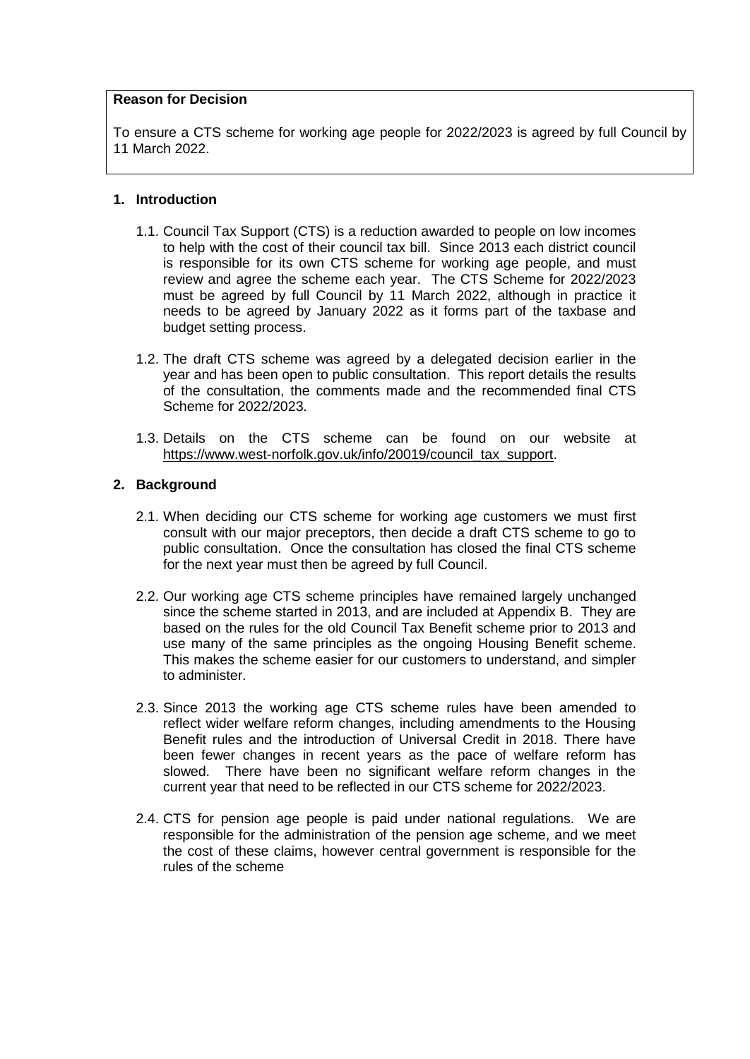**Reason for Decision**

To ensure a CTS scheme for working age people for 2022/2023 is agreed by full Council by 11 March 2022.

## 1. Introduction

1.1. Council Tax Support (CTS) is a reduction awarded to people on low incomes to help with the cost of their council tax bill. Since 2013 each district council is responsible for its own CTS scheme for working age people, and must review and agree the scheme each year. The CTS Scheme for 2022/2023 must be agreed by full Council by 11 March 2022, although in practice it needs to be agreed by January 2022 as it forms part of the taxbase and budget setting process.

1.2. The draft CTS scheme was agreed by a delegated decision earlier in the year and has been open to public consultation. This report details the results of the consultation, the comments made and the recommended final CTS Scheme for 2022/2023.

1.3. Details on the CTS scheme can be found on our website at https://www.west-norfolk.gov.uk/info/20019/council_tax_support.

## 2. Background

2.1. When deciding our CTS scheme for working age customers we must first consult with our major preceptors, then decide a draft CTS scheme to go to public consultation. Once the consultation has closed the final CTS scheme for the next year must then be agreed by full Council.

2.2. Our working age CTS scheme principles have remained largely unchanged since the scheme started in 2013, and are included at Appendix B. They are based on the rules for the old Council Tax Benefit scheme prior to 2013 and use many of the same principles as the ongoing Housing Benefit scheme. This makes the scheme easier for our customers to understand, and simpler to administer.

2.3. Since 2013 the working age CTS scheme rules have been amended to reflect wider welfare reform changes, including amendments to the Housing Benefit rules and the introduction of Universal Credit in 2018. There have been fewer changes in recent years as the pace of welfare reform has slowed. There have been no significant welfare reform changes in the current year that need to be reflected in our CTS scheme for 2022/2023.

2.4. CTS for pension age people is paid under national regulations. We are responsible for the administration of the pension age scheme, and we meet the cost of these claims, however central government is responsible for the rules of the scheme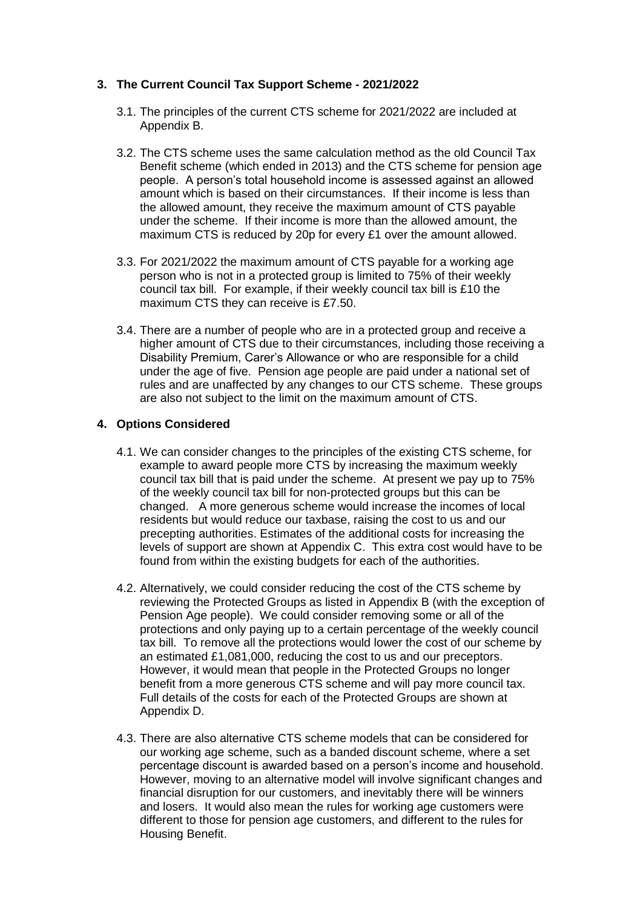## 3. The Current Council Tax Support Scheme - 2021/2022

3.1. The principles of the current CTS scheme for 2021/2022 are included at Appendix B.

3.2. The CTS scheme uses the same calculation method as the old Council Tax Benefit scheme (which ended in 2013) and the CTS scheme for pension age people. A person's total household income is assessed against an allowed amount which is based on their circumstances. If their income is less than the allowed amount, they receive the maximum amount of CTS payable under the scheme. If their income is more than the allowed amount, the maximum CTS is reduced by 20p for every £1 over the amount allowed.

3.3. For 2021/2022 the maximum amount of CTS payable for a working age person who is not in a protected group is limited to 75% of their weekly council tax bill. For example, if their weekly council tax bill is £10 the maximum CTS they can receive is £7.50.

3.4. There are a number of people who are in a protected group and receive a higher amount of CTS due to their circumstances, including those receiving a Disability Premium, Carer's Allowance or who are responsible for a child under the age of five. Pension age people are paid under a national set of rules and are unaffected by any changes to our CTS scheme. These groups are also not subject to the limit on the maximum amount of CTS.

## 4. Options Considered

4.1. We can consider changes to the principles of the existing CTS scheme, for example to award people more CTS by increasing the maximum weekly council tax bill that is paid under the scheme. At present we pay up to 75% of the weekly council tax bill for non-protected groups but this can be changed. A more generous scheme would increase the incomes of local residents but would reduce our taxbase, raising the cost to us and our precepting authorities. Estimates of the additional costs for increasing the levels of support are shown at Appendix C. This extra cost would have to be found from within the existing budgets for each of the authorities.

4.2. Alternatively, we could consider reducing the cost of the CTS scheme by reviewing the Protected Groups as listed in Appendix B (with the exception of Pension Age people). We could consider removing some or all of the protections and only paying up to a certain percentage of the weekly council tax bill. To remove all the protections would lower the cost of our scheme by an estimated £1,081,000, reducing the cost to us and our preceptors. However, it would mean that people in the Protected Groups no longer benefit from a more generous CTS scheme and will pay more council tax. Full details of the costs for each of the Protected Groups are shown at Appendix D.

4.3. There are also alternative CTS scheme models that can be considered for our working age scheme, such as a banded discount scheme, where a set percentage discount is awarded based on a person's income and household. However, moving to an alternative model will involve significant changes and financial disruption for our customers, and inevitably there will be winners and losers. It would also mean the rules for working age customers were different to those for pension age customers, and different to the rules for Housing Benefit.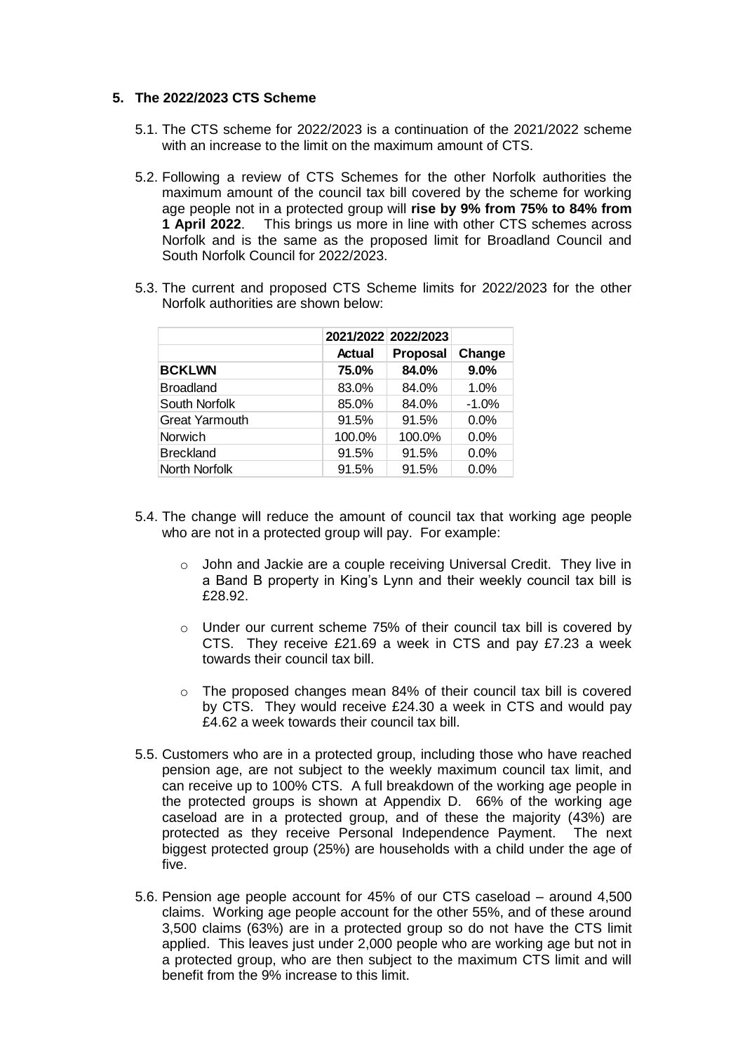## 5. The 2022/2023 CTS Scheme

5.1. The CTS scheme for 2022/2023 is a continuation of the 2021/2022 scheme with an increase to the limit on the maximum amount of CTS.

5.2. Following a review of CTS Schemes for the other Norfolk authorities the maximum amount of the council tax bill covered by the scheme for working age people not in a protected group will **rise by 9% from 75% to 84% from 1 April 2022**. This brings us more in line with other CTS schemes across Norfolk and is the same as the proposed limit for Broadland Council and South Norfolk Council for 2022/2023.

5.3. The current and proposed CTS Scheme limits for 2022/2023 for the other Norfolk authorities are shown below:

| | 2021/2022 | 2022/2023 | |
|---|---|---|---|
| | **Actual** | **Proposal** | **Change** |
| **BCKLWN** | **75.0%** | **84.0%** | **9.0%** |
| Broadland | 83.0% | 84.0% | 1.0% |
| South Norfolk | 85.0% | 84.0% | -1.0% |
| Great Yarmouth | 91.5% | 91.5% | 0.0% |
| Norwich | 100.0% | 100.0% | 0.0% |
| Breckland | 91.5% | 91.5% | 0.0% |
| North Norfolk | 91.5% | 91.5% | 0.0% |

5.4. The change will reduce the amount of council tax that working age people who are not in a protected group will pay. For example:

- John and Jackie are a couple receiving Universal Credit. They live in a Band B property in King's Lynn and their weekly council tax bill is £28.92.
- Under our current scheme 75% of their council tax bill is covered by CTS. They receive £21.69 a week in CTS and pay £7.23 a week towards their council tax bill.
- The proposed changes mean 84% of their council tax bill is covered by CTS. They would receive £24.30 a week in CTS and would pay £4.62 a week towards their council tax bill.

5.5. Customers who are in a protected group, including those who have reached pension age, are not subject to the weekly maximum council tax limit, and can receive up to 100% CTS. A full breakdown of the working age people in the protected groups is shown at Appendix D. 66% of the working age caseload are in a protected group, and of these the majority (43%) are protected as they receive Personal Independence Payment. The next biggest protected group (25%) are households with a child under the age of five.

5.6. Pension age people account for 45% of our CTS caseload – around 4,500 claims. Working age people account for the other 55%, and of these around 3,500 claims (63%) are in a protected group so do not have the CTS limit applied. This leaves just under 2,000 people who are working age but not in a protected group, who are then subject to the maximum CTS limit and will benefit from the 9% increase to this limit.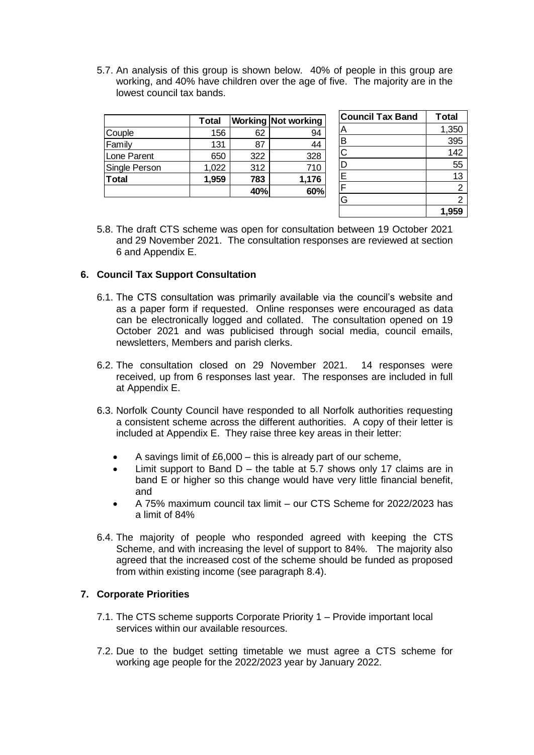5.7. An analysis of this group is shown below. 40% of people in this group are working, and 40% have children over the age of five. The majority are in the lowest council tax bands.

| | Total | Working | Not working |
|---|---|---|---|
| Couple | 156 | 62 | 94 |
| Family | 131 | 87 | 44 |
| Lone Parent | 650 | 322 | 328 |
| Single Person | 1,022 | 312 | 710 |
| **Total** | **1,959** | **783** | **1,176** |
| | | **40%** | **60%** |

| Council Tax Band | Total |
|---|---|
| A | 1,350 |
| B | 395 |
| C | 142 |
| D | 55 |
| E | 13 |
| F | 2 |
| G | 2 |
| | **1,959** |

5.8. The draft CTS scheme was open for consultation between 19 October 2021 and 29 November 2021. The consultation responses are reviewed at section 6 and Appendix E.

## 6. Council Tax Support Consultation

6.1. The CTS consultation was primarily available via the council's website and as a paper form if requested. Online responses were encouraged as data can be electronically logged and collated. The consultation opened on 19 October 2021 and was publicised through social media, council emails, newsletters, Members and parish clerks.

6.2. The consultation closed on 29 November 2021. 14 responses were received, up from 6 responses last year. The responses are included in full at Appendix E.

6.3. Norfolk County Council have responded to all Norfolk authorities requesting a consistent scheme across the different authorities. A copy of their letter is included at Appendix E. They raise three key areas in their letter:

- A savings limit of £6,000 – this is already part of our scheme,
- Limit support to Band D – the table at 5.7 shows only 17 claims are in band E or higher so this change would have very little financial benefit, and
- A 75% maximum council tax limit – our CTS Scheme for 2022/2023 has a limit of 84%

6.4. The majority of people who responded agreed with keeping the CTS Scheme, and with increasing the level of support to 84%. The majority also agreed that the increased cost of the scheme should be funded as proposed from within existing income (see paragraph 8.4).

## 7. Corporate Priorities

7.1. The CTS scheme supports Corporate Priority 1 – Provide important local services within our available resources.

7.2. Due to the budget setting timetable we must agree a CTS scheme for working age people for the 2022/2023 year by January 2022.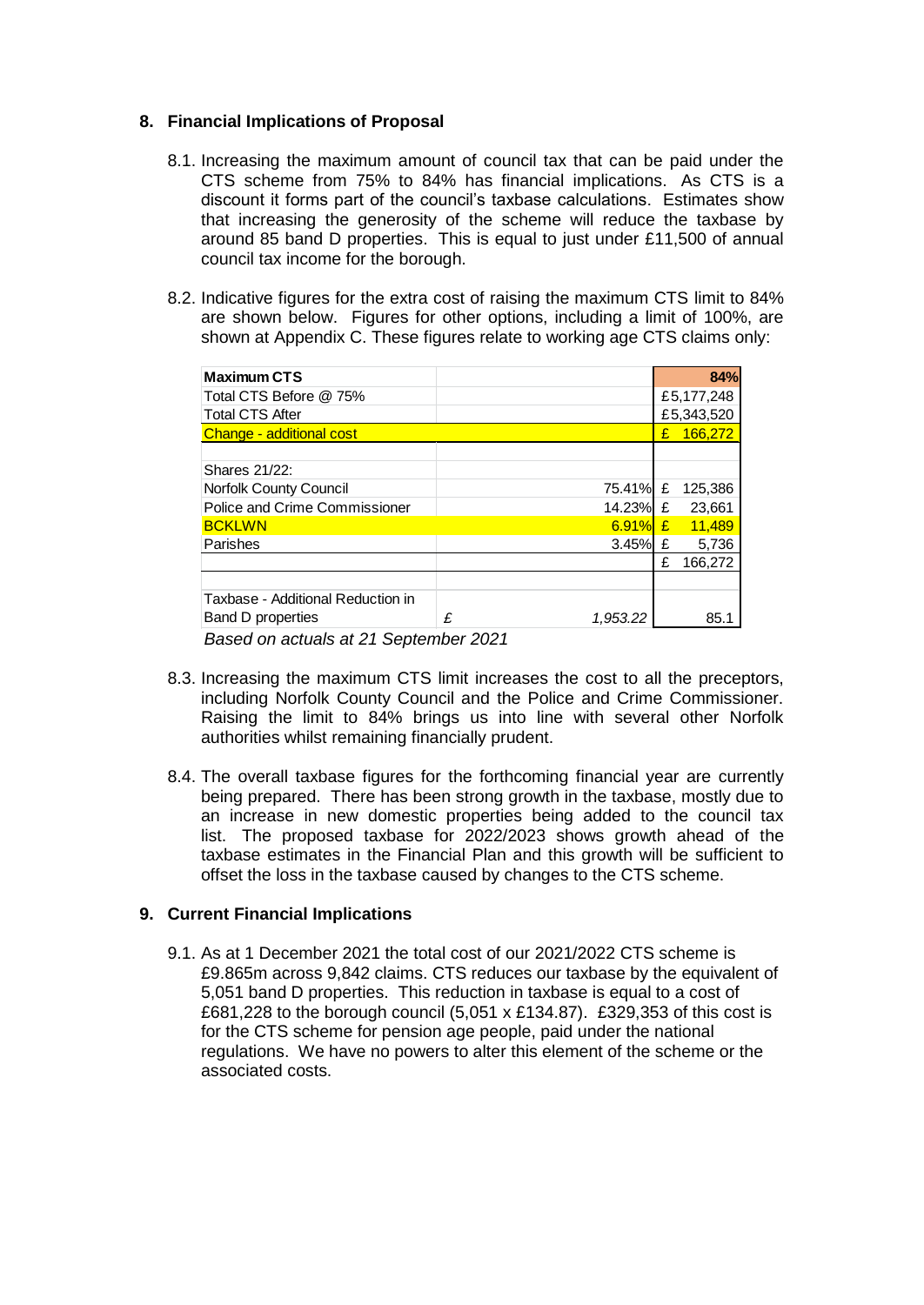## 8. Financial Implications of Proposal

8.1. Increasing the maximum amount of council tax that can be paid under the CTS scheme from 75% to 84% has financial implications. As CTS is a discount it forms part of the council's taxbase calculations. Estimates show that increasing the generosity of the scheme will reduce the taxbase by around 85 band D properties. This is equal to just under £11,500 of annual council tax income for the borough.

8.2. Indicative figures for the extra cost of raising the maximum CTS limit to 84% are shown below. Figures for other options, including a limit of 100%, are shown at Appendix C. These figures relate to working age CTS claims only:

| Maximum CTS | | 84% |
|---|---|---|
| Total CTS Before @ 75% | | £5,177,248 |
| Total CTS After | | £5,343,520 |
| Change - additional cost | | £ 166,272 |
| | | |
| Shares 21/22: | | |
| Norfolk County Council | 75.41% | £ 125,386 |
| Police and Crime Commissioner | 14.23% | £ 23,661 |
| BCKLWN | 6.91% | £ 11,489 |
| Parishes | 3.45% | £ 5,736 |
| | | £ 166,272 |
| | | |
| Taxbase - Additional Reduction in Band D properties | *£ 1,953.22* | 85.1 |

*Based on actuals at 21 September 2021*

8.3. Increasing the maximum CTS limit increases the cost to all the preceptors, including Norfolk County Council and the Police and Crime Commissioner. Raising the limit to 84% brings us into line with several other Norfolk authorities whilst remaining financially prudent.

8.4. The overall taxbase figures for the forthcoming financial year are currently being prepared. There has been strong growth in the taxbase, mostly due to an increase in new domestic properties being added to the council tax list. The proposed taxbase for 2022/2023 shows growth ahead of the taxbase estimates in the Financial Plan and this growth will be sufficient to offset the loss in the taxbase caused by changes to the CTS scheme.

## 9. Current Financial Implications

9.1. As at 1 December 2021 the total cost of our 2021/2022 CTS scheme is £9.865m across 9,842 claims. CTS reduces our taxbase by the equivalent of 5,051 band D properties. This reduction in taxbase is equal to a cost of £681,228 to the borough council (5,051 x £134.87). £329,353 of this cost is for the CTS scheme for pension age people, paid under the national regulations. We have no powers to alter this element of the scheme or the associated costs.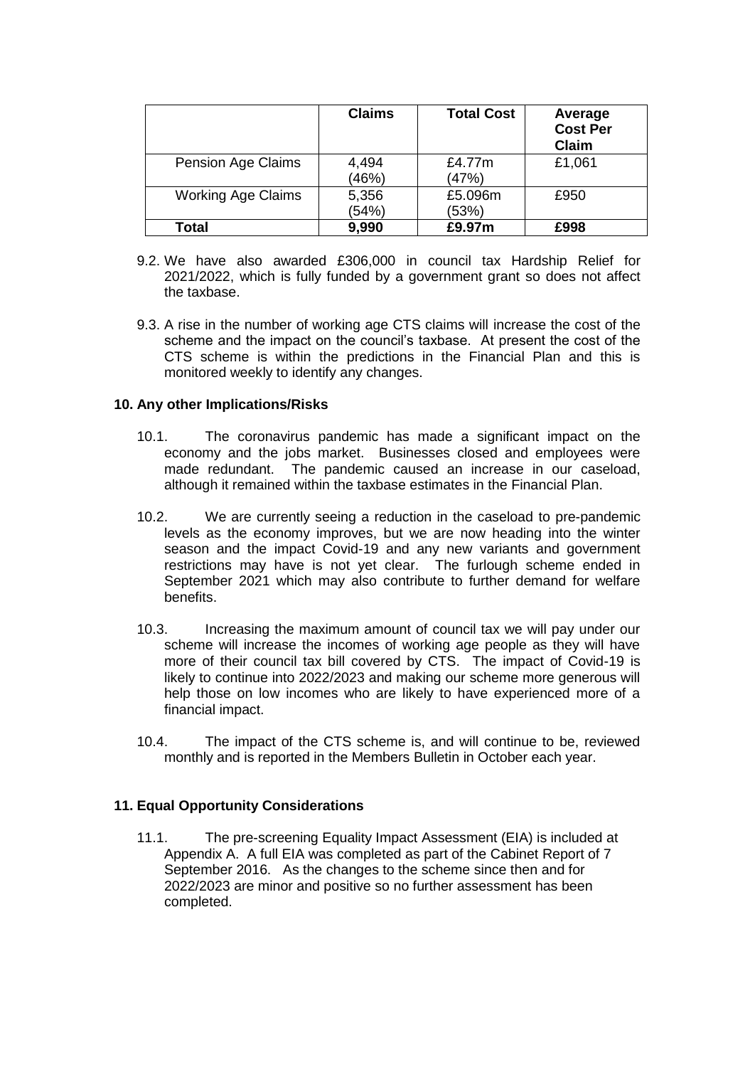| | Claims | Total Cost | Average Cost Per Claim |
|---|---|---|---|
| Pension Age Claims | 4,494 (46%) | £4.77m (47%) | £1,061 |
| Working Age Claims | 5,356 (54%) | £5.096m (53%) | £950 |
| **Total** | **9,990** | **£9.97m** | **£998** |

9.2. We have also awarded £306,000 in council tax Hardship Relief for 2021/2022, which is fully funded by a government grant so does not affect the taxbase.

9.3. A rise in the number of working age CTS claims will increase the cost of the scheme and the impact on the council's taxbase. At present the cost of the CTS scheme is within the predictions in the Financial Plan and this is monitored weekly to identify any changes.

## 10. Any other Implications/Risks

10.1. The coronavirus pandemic has made a significant impact on the economy and the jobs market. Businesses closed and employees were made redundant. The pandemic caused an increase in our caseload, although it remained within the taxbase estimates in the Financial Plan.

10.2. We are currently seeing a reduction in the caseload to pre-pandemic levels as the economy improves, but we are now heading into the winter season and the impact Covid-19 and any new variants and government restrictions may have is not yet clear. The furlough scheme ended in September 2021 which may also contribute to further demand for welfare benefits.

10.3. Increasing the maximum amount of council tax we will pay under our scheme will increase the incomes of working age people as they will have more of their council tax bill covered by CTS. The impact of Covid-19 is likely to continue into 2022/2023 and making our scheme more generous will help those on low incomes who are likely to have experienced more of a financial impact.

10.4. The impact of the CTS scheme is, and will continue to be, reviewed monthly and is reported in the Members Bulletin in October each year.

## 11. Equal Opportunity Considerations

11.1. The pre-screening Equality Impact Assessment (EIA) is included at Appendix A. A full EIA was completed as part of the Cabinet Report of 7 September 2016. As the changes to the scheme since then and for 2022/2023 are minor and positive so no further assessment has been completed.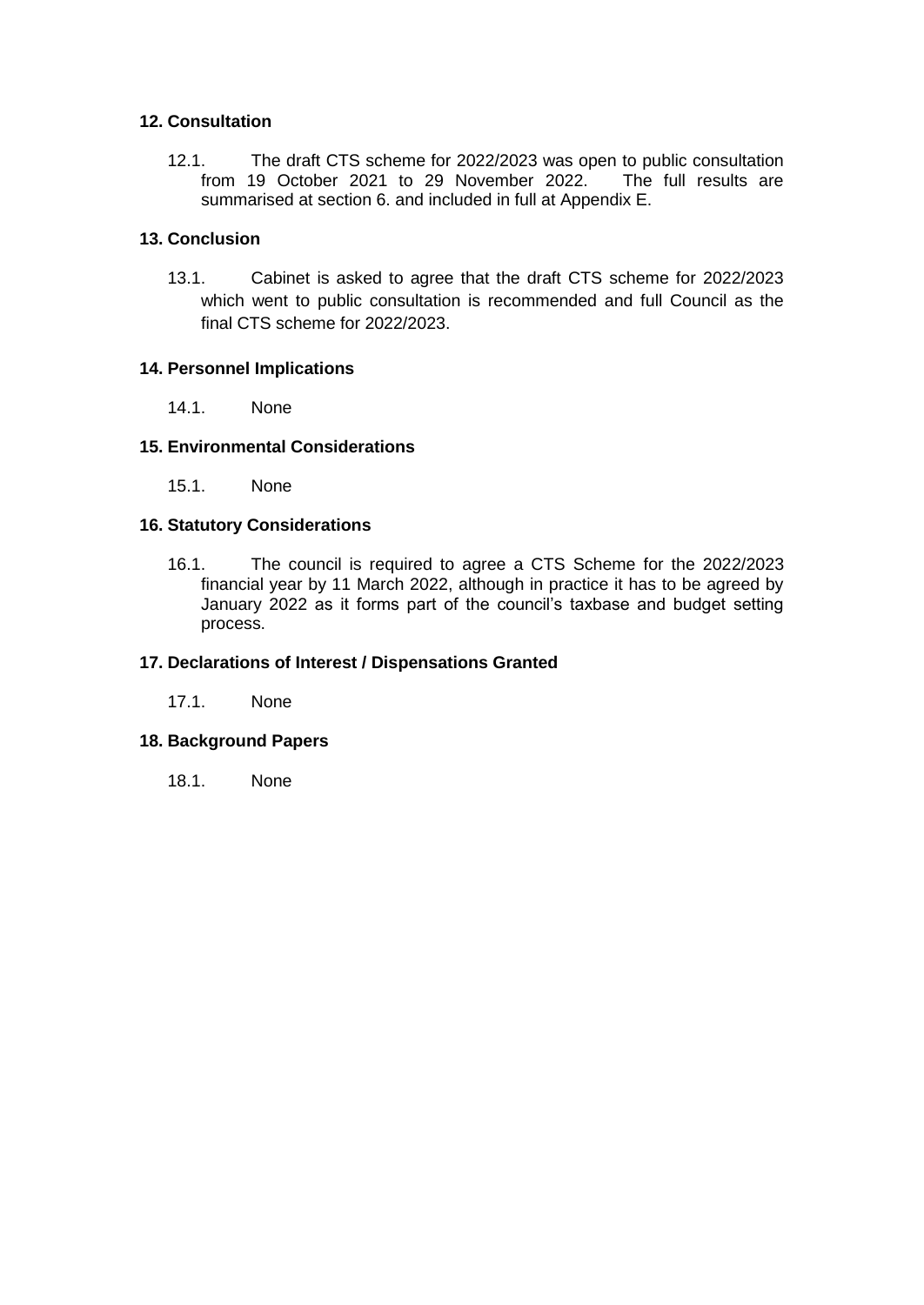**12. Consultation**

12.1. The draft CTS scheme for 2022/2023 was open to public consultation from 19 October 2021 to 29 November 2022. The full results are summarised at section 6. and included in full at Appendix E.

**13. Conclusion**

13.1. Cabinet is asked to agree that the draft CTS scheme for 2022/2023 which went to public consultation is recommended and full Council as the final CTS scheme for 2022/2023.

**14. Personnel Implications**

14.1. None

**15. Environmental Considerations**

15.1. None

**16. Statutory Considerations**

16.1. The council is required to agree a CTS Scheme for the 2022/2023 financial year by 11 March 2022, although in practice it has to be agreed by January 2022 as it forms part of the council's taxbase and budget setting process.

**17. Declarations of Interest / Dispensations Granted**

17.1. None

**18. Background Papers**

18.1. None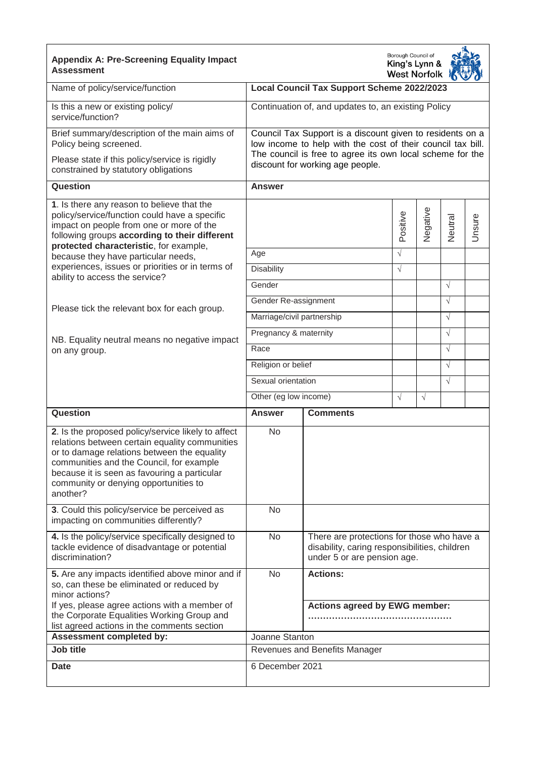## Appendix A: Pre-Screening Equality Impact Assessment

Borough Council of King's Lynn & West Norfolk

| Name of policy/service/function | **Local Council Tax Support Scheme 2022/2023** |
|---|---|
| Is this a new or existing policy/ service/function? | Continuation of, and updates to, an existing Policy |
| Brief summary/description of the main aims of Policy being screened.<br><br>Please state if this policy/service is rigidly constrained by statutory obligations | Council Tax Support is a discount given to residents on a low income to help with the cost of their council tax bill. The council is free to agree its own local scheme for the discount for working age people. |

**Question 1.** Is there any reason to believe that the policy/service/function could have a specific impact on people from one or more of the following groups **according to their different protected characteristic**, for example, because they have particular needs, experiences, issues or priorities or in terms of ability to access the service?

Please tick the relevant box for each group.

NB. Equality neutral means no negative impact on any group.

| Group | Positive | Negative | Neutral | Unsure |
|---|---|---|---|---|
| Age | √ | | | |
| Disability | √ | | | |
| Gender | | | √ | |
| Gender Re-assignment | | | √ | |
| Marriage/civil partnership | | | √ | |
| Pregnancy & maternity | | | √ | |
| Race | | | √ | |
| Religion or belief | | | √ | |
| Sexual orientation | | | √ | |
| Other (eg low income) | √ | √ | | |

| Question | Answer | Comments |
|---|---|---|
| **2**. Is the proposed policy/service likely to affect relations between certain equality communities or to damage relations between the equality communities and the Council, for example because it is seen as favouring a particular community or denying opportunities to another? | No | |
| **3**. Could this policy/service be perceived as impacting on communities differently? | No | |
| **4.** Is the policy/service specifically designed to tackle evidence of disadvantage or potential discrimination? | No | There are protections for those who have a disability, caring responsibilities, children under 5 or are pension age. |
| **5.** Are any impacts identified above minor and if so, can these be eliminated or reduced by minor actions?<br>If yes, please agree actions with a member of the Corporate Equalities Working Group and list agreed actions in the comments section | No | **Actions:**<br><br>**Actions agreed by EWG member:**<br>………………………………………… |

| | |
|---|---|
| **Assessment completed by:** | Joanne Stanton |
| **Job title** | Revenues and Benefits Manager |
| **Date** | 6 December 2021 |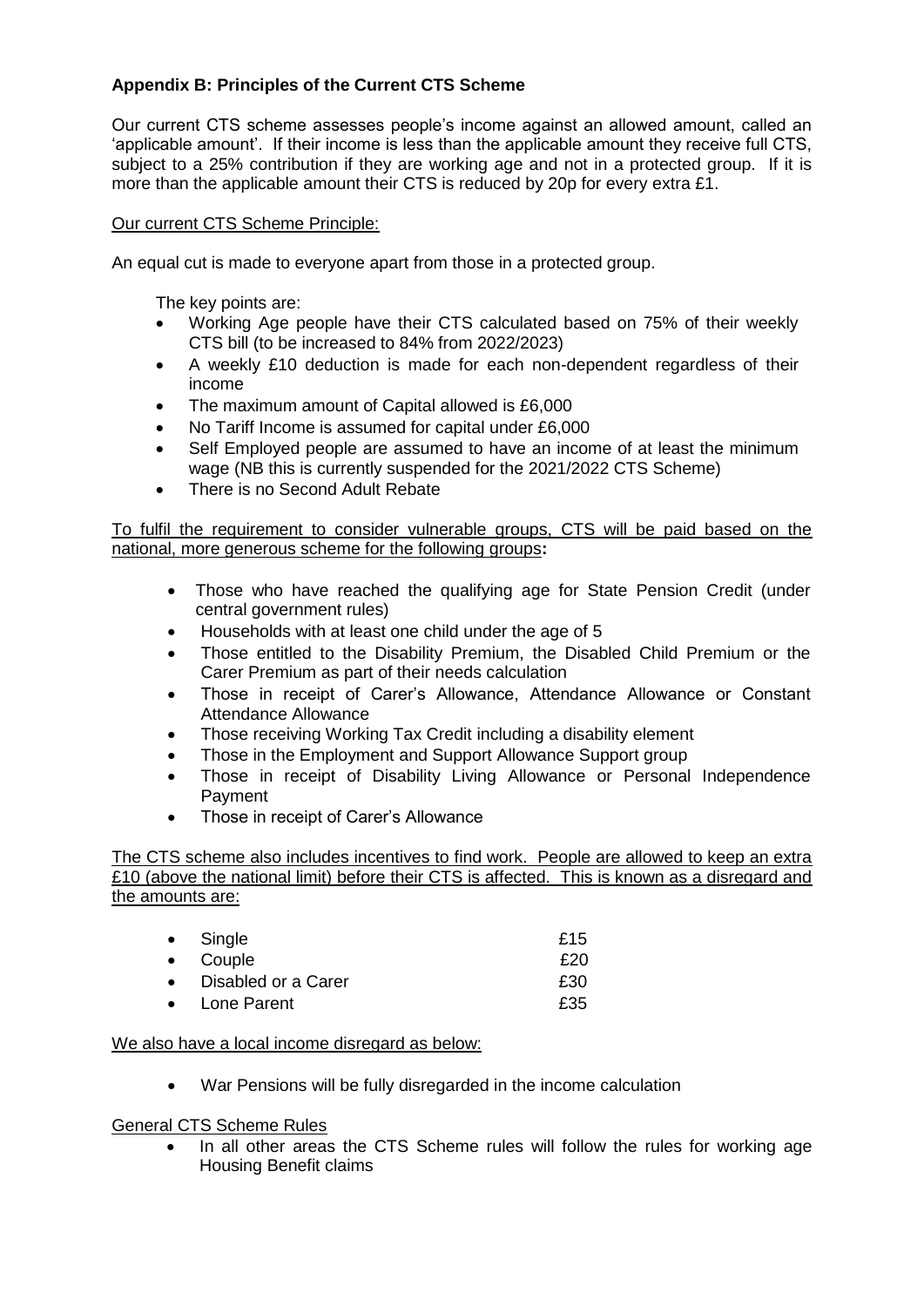**Appendix B: Principles of the Current CTS Scheme**

Our current CTS scheme assesses people's income against an allowed amount, called an 'applicable amount'. If their income is less than the applicable amount they receive full CTS, subject to a 25% contribution if they are working age and not in a protected group. If it is more than the applicable amount their CTS is reduced by 20p for every extra £1.

Our current CTS Scheme Principle:

An equal cut is made to everyone apart from those in a protected group.

The key points are:

- Working Age people have their CTS calculated based on 75% of their weekly CTS bill (to be increased to 84% from 2022/2023)
- A weekly £10 deduction is made for each non-dependent regardless of their income
- The maximum amount of Capital allowed is £6,000
- No Tariff Income is assumed for capital under £6,000
- Self Employed people are assumed to have an income of at least the minimum wage (NB this is currently suspended for the 2021/2022 CTS Scheme)
- There is no Second Adult Rebate

To fulfil the requirement to consider vulnerable groups, CTS will be paid based on the national, more generous scheme for the following groups**:**

- Those who have reached the qualifying age for State Pension Credit (under central government rules)
- Households with at least one child under the age of 5
- Those entitled to the Disability Premium, the Disabled Child Premium or the Carer Premium as part of their needs calculation
- Those in receipt of Carer's Allowance, Attendance Allowance or Constant Attendance Allowance
- Those receiving Working Tax Credit including a disability element
- Those in the Employment and Support Allowance Support group
- Those in receipt of Disability Living Allowance or Personal Independence Payment
- Those in receipt of Carer's Allowance

The CTS scheme also includes incentives to find work. People are allowed to keep an extra £10 (above the national limit) before their CTS is affected. This is known as a disregard and the amounts are:

| | |
|---|---|
| Single | £15 |
| Couple | £20 |
| Disabled or a Carer | £30 |
| Lone Parent | £35 |

We also have a local income disregard as below:

- War Pensions will be fully disregarded in the income calculation

General CTS Scheme Rules

- In all other areas the CTS Scheme rules will follow the rules for working age Housing Benefit claims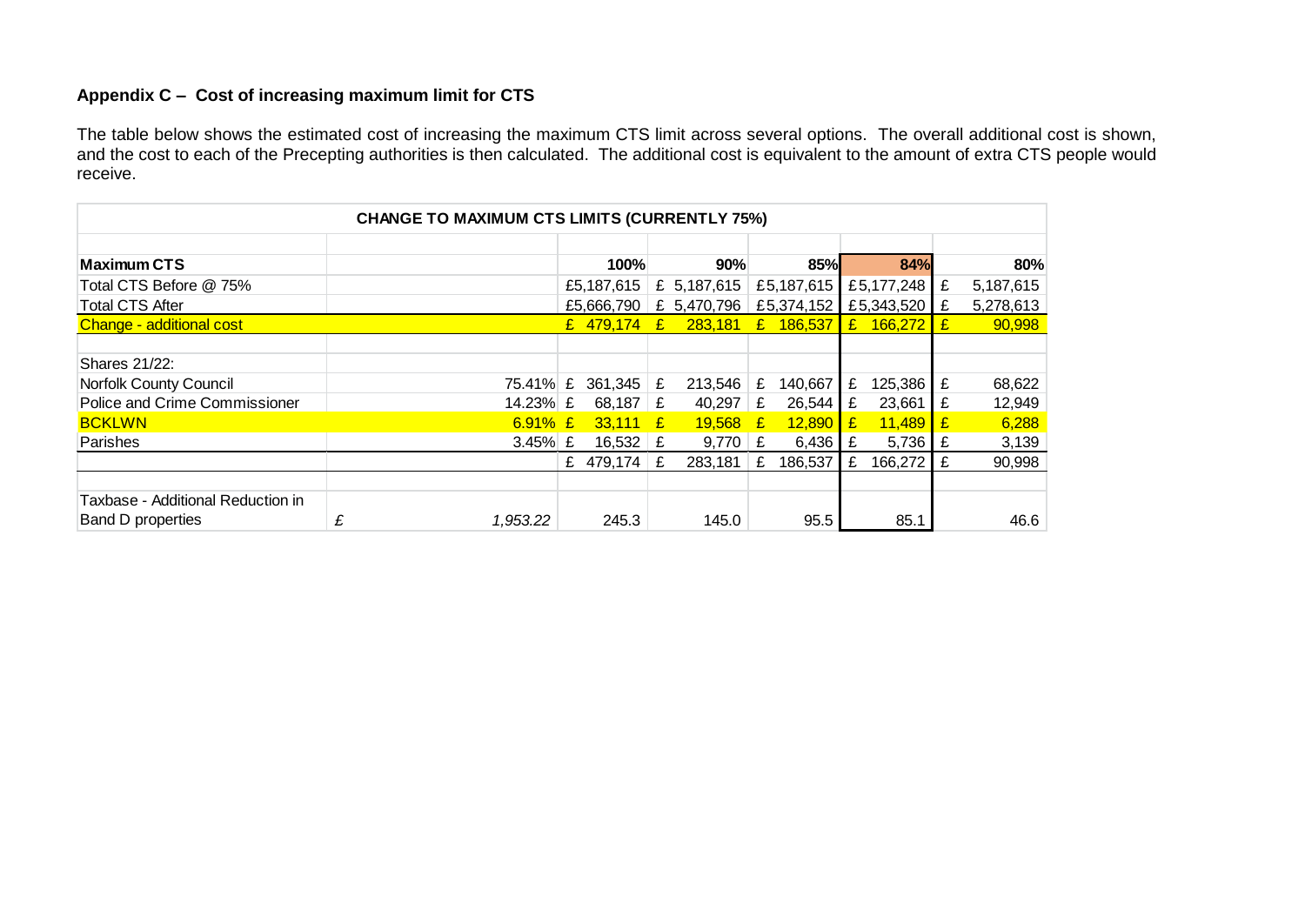**Appendix C – Cost of increasing maximum limit for CTS**

The table below shows the estimated cost of increasing the maximum CTS limit across several options. The overall additional cost is shown, and the cost to each of the Precepting authorities is then calculated. The additional cost is equivalent to the amount of extra CTS people would receive.

| CHANGE TO MAXIMUM CTS LIMITS (CURRENTLY 75%) | | | | | | |
|---|---|---|---|---|---|---|
| **Maximum CTS** | | **100%** | **90%** | **85%** | **84%** | **80%** |
| Total CTS Before @ 75% | | £5,187,615 | £ 5,187,615 | £5,187,615 | £5,177,248 | £ 5,187,615 |
| Total CTS After | | £5,666,790 | £ 5,470,796 | £5,374,152 | £5,343,520 | £ 5,278,613 |
| Change - additional cost | | £ 479,174 | £ 283,181 | £ 186,537 | £ 166,272 | £ 90,998 |
| | | | | | | |
| Shares 21/22: | | | | | | |
| Norfolk County Council | 75.41% | £ 361,345 | £ 213,546 | £ 140,667 | £ 125,386 | £ 68,622 |
| Police and Crime Commissioner | 14.23% | £ 68,187 | £ 40,297 | £ 26,544 | £ 23,661 | £ 12,949 |
| BCKLWN | 6.91% | £ 33,111 | £ 19,568 | £ 12,890 | £ 11,489 | £ 6,288 |
| Parishes | 3.45% | £ 16,532 | £ 9,770 | £ 6,436 | £ 5,736 | £ 3,139 |
| | | £ 479,174 | £ 283,181 | £ 186,537 | £ 166,272 | £ 90,998 |
| | | | | | | |
| Taxbase - Additional Reduction in Band D properties | *£ 1,953.22* | 245.3 | 145.0 | 95.5 | 85.1 | 46.6 |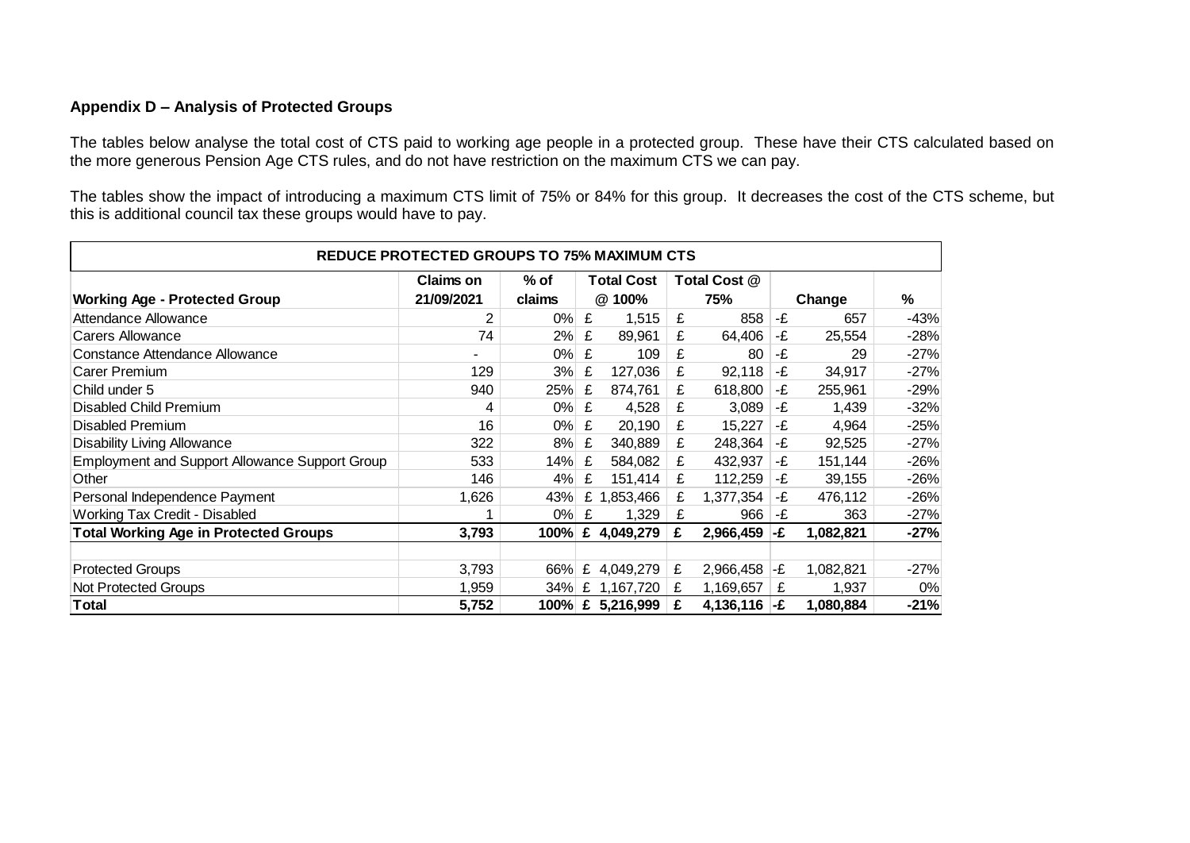**Appendix D – Analysis of Protected Groups**

The tables below analyse the total cost of CTS paid to working age people in a protected group. These have their CTS calculated based on the more generous Pension Age CTS rules, and do not have restriction on the maximum CTS we can pay.

The tables show the impact of introducing a maximum CTS limit of 75% or 84% for this group. It decreases the cost of the CTS scheme, but this is additional council tax these groups would have to pay.

| REDUCE PROTECTED GROUPS TO 75% MAXIMUM CTS | | | | | | |
|---|---|---|---|---|---|---|
| **Working Age - Protected Group** | **Claims on 21/09/2021** | **% of claims** | **Total Cost @ 100%** | **Total Cost @ 75%** | **Change** | **%** |
| Attendance Allowance | 2 | 0% | £ 1,515 | £ 858 | -£ 657 | -43% |
| Carers Allowance | 74 | 2% | £ 89,961 | £ 64,406 | -£ 25,554 | -28% |
| Constance Attendance Allowance | - | 0% | £ 109 | £ 80 | -£ 29 | -27% |
| Carer Premium | 129 | 3% | £ 127,036 | £ 92,118 | -£ 34,917 | -27% |
| Child under 5 | 940 | 25% | £ 874,761 | £ 618,800 | -£ 255,961 | -29% |
| Disabled Child Premium | 4 | 0% | £ 4,528 | £ 3,089 | -£ 1,439 | -32% |
| Disabled Premium | 16 | 0% | £ 20,190 | £ 15,227 | -£ 4,964 | -25% |
| Disability Living Allowance | 322 | 8% | £ 340,889 | £ 248,364 | -£ 92,525 | -27% |
| Employment and Support Allowance Support Group | 533 | 14% | £ 584,082 | £ 432,937 | -£ 151,144 | -26% |
| Other | 146 | 4% | £ 151,414 | £ 112,259 | -£ 39,155 | -26% |
| Personal Independence Payment | 1,626 | 43% | £ 1,853,466 | £ 1,377,354 | -£ 476,112 | -26% |
| Working Tax Credit - Disabled | 1 | 0% | £ 1,329 | £ 966 | -£ 363 | -27% |
| **Total Working Age in Protected Groups** | **3,793** | **100%** | **£ 4,049,279** | **£ 2,966,459** | **-£ 1,082,821** | **-27%** |
| | | | | | | |
| Protected Groups | 3,793 | 66% | £ 4,049,279 | £ 2,966,458 | -£ 1,082,821 | -27% |
| Not Protected Groups | 1,959 | 34% | £ 1,167,720 | £ 1,169,657 | £ 1,937 | 0% |
| **Total** | **5,752** | **100%** | **£ 5,216,999** | **£ 4,136,116** | **-£ 1,080,884** | **-21%** |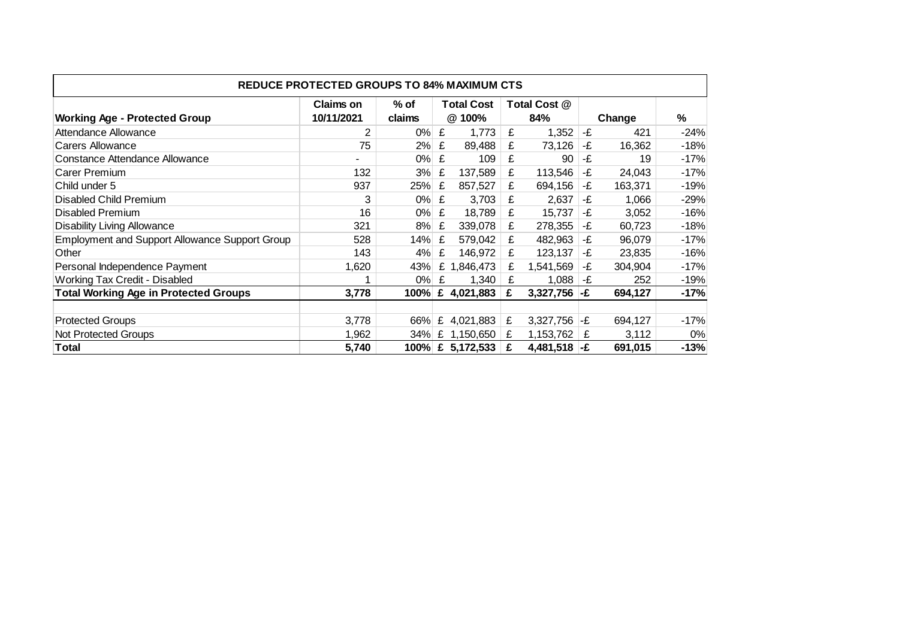| REDUCE PROTECTED GROUPS TO 84% MAXIMUM CTS | | | | | | |
|---|---|---|---|---|---|---|
| **Working Age - Protected Group** | **Claims on 10/11/2021** | **% of claims** | **Total Cost @ 100%** | **Total Cost @ 84%** | **Change** | **%** |
| Attendance Allowance | 2 | 0% | £ 1,773 | £ 1,352 | -£ 421 | -24% |
| Carers Allowance | 75 | 2% | £ 89,488 | £ 73,126 | -£ 16,362 | -18% |
| Constance Attendance Allowance | - | 0% | £ 109 | £ 90 | -£ 19 | -17% |
| Carer Premium | 132 | 3% | £ 137,589 | £ 113,546 | -£ 24,043 | -17% |
| Child under 5 | 937 | 25% | £ 857,527 | £ 694,156 | -£ 163,371 | -19% |
| Disabled Child Premium | 3 | 0% | £ 3,703 | £ 2,637 | -£ 1,066 | -29% |
| Disabled Premium | 16 | 0% | £ 18,789 | £ 15,737 | -£ 3,052 | -16% |
| Disability Living Allowance | 321 | 8% | £ 339,078 | £ 278,355 | -£ 60,723 | -18% |
| Employment and Support Allowance Support Group | 528 | 14% | £ 579,042 | £ 482,963 | -£ 96,079 | -17% |
| Other | 143 | 4% | £ 146,972 | £ 123,137 | -£ 23,835 | -16% |
| Personal Independence Payment | 1,620 | 43% | £ 1,846,473 | £ 1,541,569 | -£ 304,904 | -17% |
| Working Tax Credit - Disabled | 1 | 0% | £ 1,340 | £ 1,088 | -£ 252 | -19% |
| **Total Working Age in Protected Groups** | **3,778** | **100%** | **£ 4,021,883** | **£ 3,327,756** | **-£ 694,127** | **-17%** |
| | | | | | | |
| Protected Groups | 3,778 | 66% | £ 4,021,883 | £ 3,327,756 | -£ 694,127 | -17% |
| Not Protected Groups | 1,962 | 34% | £ 1,150,650 | £ 1,153,762 | £ 3,112 | 0% |
| **Total** | **5,740** | **100%** | **£ 5,172,533** | **£ 4,481,518** | **-£ 691,015** | **-13%** |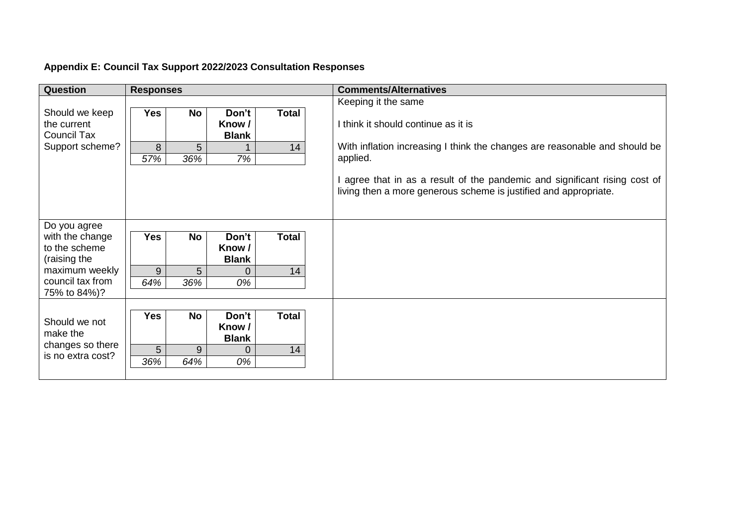**Appendix E: Council Tax Support 2022/2023 Consultation Responses**

| Question | Responses | Comments/Alternatives |
|---|---|---|
| Should we keep the current Council Tax Support scheme? | Yes: 8 (*57%*); No: 5 (*36%*); Don't Know / Blank: 1 (*7%*); Total: 14 | Keeping it the same<br><br>I think it should continue as it is<br><br>With inflation increasing I think the changes are reasonable and should be applied.<br><br>I agree that in as a result of the pandemic and significant rising cost of living then a more generous scheme is justified and appropriate. |
| Do you agree with the change to the scheme (raising the maximum weekly council tax from 75% to 84%)? | Yes: 9 (*64%*); No: 5 (*36%*); Don't Know / Blank: 0 (*0%*); Total: 14 | |
| Should we not make the changes so there is no extra cost? | Yes: 5 (*36%*); No: 9 (*64%*); Don't Know / Blank: 0 (*0%*); Total: 14 | |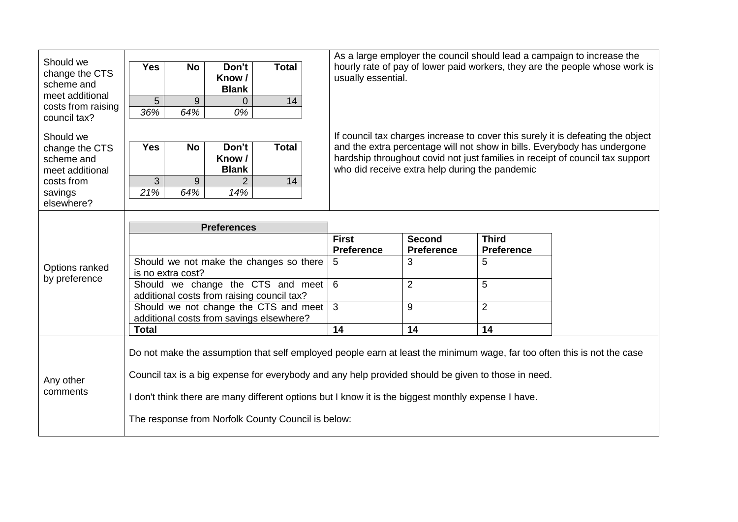| | | |
|---|---|---|
| Should we change the CTS scheme and meet additional costs from raising council tax? | **Yes** / **No** / **Don't Know / Blank** / **Total**<br>5 / 9 / 0 / 14<br>*36%* / *64%* / *0%* | As a large employer the council should lead a campaign to increase the hourly rate of pay of lower paid workers, they are the people whose work is usually essential. |
| Should we change the CTS scheme and meet additional costs from savings elsewhere? | **Yes** / **No** / **Don't Know / Blank** / **Total**<br>3 / 9 / 2 / 14<br>*21%* / *64%* / *14%* | If council tax charges increase to cover this surely it is defeating the object and the extra percentage will not show in bills. Everybody has undergone hardship throughout covid not just families in receipt of council tax support who did receive extra help during the pandemic |

**Should we change the CTS scheme and meet additional costs from raising council tax?**

| Yes | No | Don't Know / Blank | Total |
|---|---|---|---|
| 5 | 9 | 0 | 14 |
| *36%* | *64%* | *0%* | |

**Should we change the CTS scheme and meet additional costs from savings elsewhere?**

| Yes | No | Don't Know / Blank | Total |
|---|---|---|---|
| 3 | 9 | 2 | 14 |
| *21%* | *64%* | *14%* | |

**Options ranked by preference**

| Preferences | First Preference | Second Preference | Third Preference |
|---|---|---|---|
| Should we not make the changes so there is no extra cost? | 5 | 3 | 5 |
| Should we change the CTS and meet additional costs from raising council tax? | 6 | 2 | 5 |
| Should we not change the CTS and meet additional costs from savings elsewhere? | 3 | 9 | 2 |
| **Total** | **14** | **14** | **14** |

**Any other comments**

Do not make the assumption that self employed people earn at least the minimum wage, far too often this is not the case

Council tax is a big expense for everybody and any help provided should be given to those in need.

I don't think there are many different options but I know it is the biggest monthly expense I have.

The response from Norfolk County Council is below: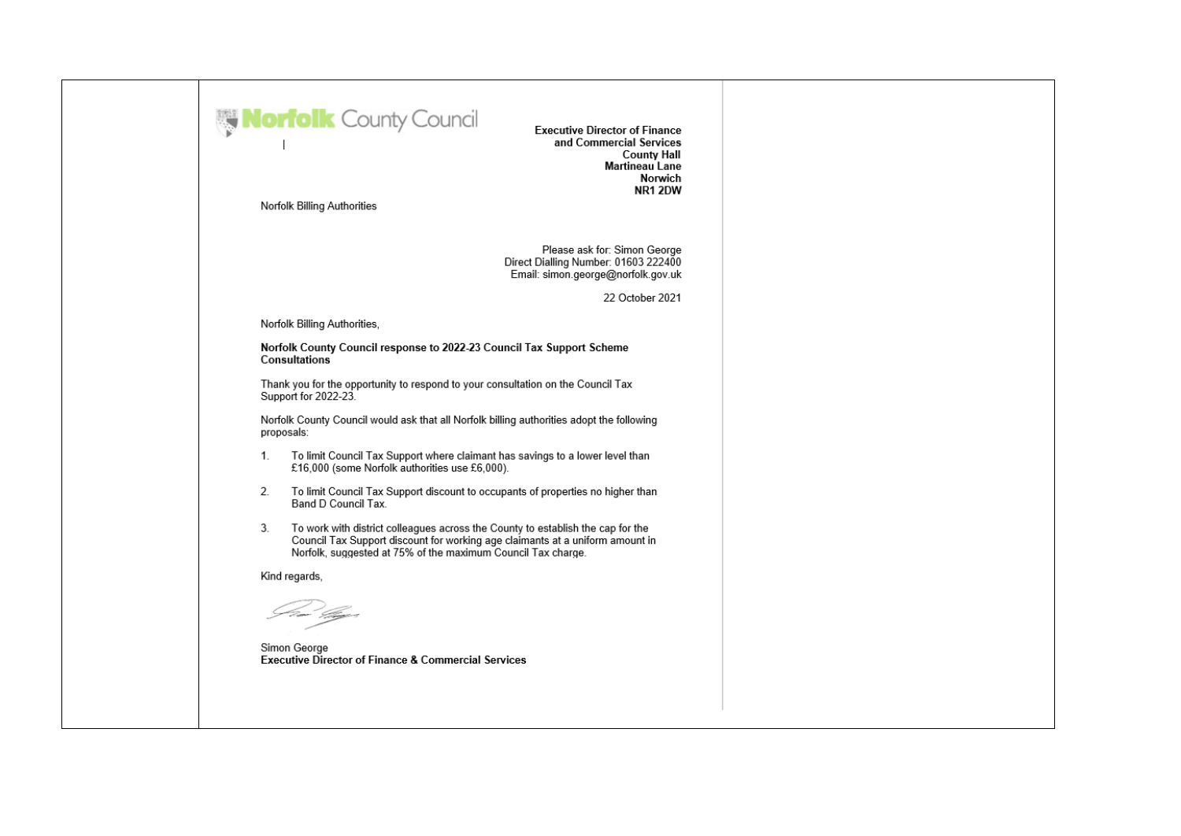Norfolk County Council

**Executive Director of Finance and Commercial Services**
**County Hall**
**Martineau Lane**
**Norwich**
**NR1 2DW**

Norfolk Billing Authorities

Please ask for: Simon George
Direct Dialling Number: 01603 222400
Email: simon.george@norfolk.gov.uk

22 October 2021

Norfolk Billing Authorities,

**Norfolk County Council response to 2022-23 Council Tax Support Scheme Consultations**

Thank you for the opportunity to respond to your consultation on the Council Tax Support for 2022-23.

Norfolk County Council would ask that all Norfolk billing authorities adopt the following proposals:

1. To limit Council Tax Support where claimant has savings to a lower level than £16,000 (some Norfolk authorities use £6,000).
2. To limit Council Tax Support discount to occupants of properties no higher than Band D Council Tax.
3. To work with district colleagues across the County to establish the cap for the Council Tax Support discount for working age claimants at a uniform amount in Norfolk, suggested at 75% of the maximum Council Tax charge.

Kind regards,

Simon George
**Executive Director of Finance & Commercial Services**